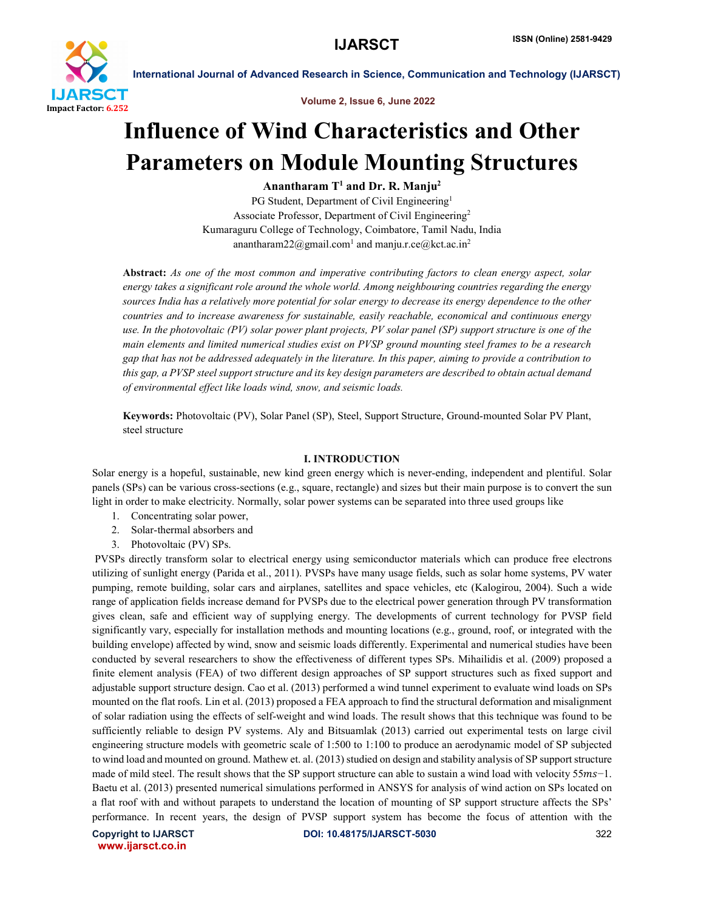# Influence of Wind Characteristics and Other Parameters on Module Mounting Structures

**Anantharam T[1] and Dr. R. Manju[2]**

PG Student, Department of Civil Engineering[1]
Associate Professor, Department of Civil Engineering[2]
Kumaraguru College of Technology, Coimbatore, Tamil Nadu, India
anantharam22@gmail.com[1] and manju.r.ce@kct.ac.in[2]

**Abstract:** *As one of the most common and imperative contributing factors to clean energy aspect, solar energy takes a significant role around the whole world. Among neighbouring countries regarding the energy sources India has a relatively more potential for solar energy to decrease its energy dependence to the other countries and to increase awareness for sustainable, easily reachable, economical and continuous energy use. In the photovoltaic (PV) solar power plant projects, PV solar panel (SP) support structure is one of the main elements and limited numerical studies exist on PVSP ground mounting steel frames to be a research gap that has not be addressed adequately in the literature. In this paper, aiming to provide a contribution to this gap, a PVSP steel support structure and its key design parameters are described to obtain actual demand of environmental effect like loads wind, snow, and seismic loads.*

**Keywords:** Photovoltaic (PV), Solar Panel (SP), Steel, Support Structure, Ground-mounted Solar PV Plant, steel structure

## I. INTRODUCTION

Solar energy is a hopeful, sustainable, new kind green energy which is never-ending, independent and plentiful. Solar panels (SPs) can be various cross-sections (e.g., square, rectangle) and sizes but their main purpose is to convert the sun light in order to make electricity. Normally, solar power systems can be separated into three used groups like

1. Concentrating solar power,
2. Solar-thermal absorbers and
3. Photovoltaic (PV) SPs.

PVSPs directly transform solar to electrical energy using semiconductor materials which can produce free electrons utilizing of sunlight energy (Parida et al., 2011). PVSPs have many usage fields, such as solar home systems, PV water pumping, remote building, solar cars and airplanes, satellites and space vehicles, etc (Kalogirou, 2004). Such a wide range of application fields increase demand for PVSPs due to the electrical power generation through PV transformation gives clean, safe and efficient way of supplying energy. The developments of current technology for PVSP field significantly vary, especially for installation methods and mounting locations (e.g., ground, roof, or integrated with the building envelope) affected by wind, snow and seismic loads differently. Experimental and numerical studies have been conducted by several researchers to show the effectiveness of different types SPs. Mihailidis et al. (2009) proposed a finite element analysis (FEA) of two different design approaches of SP support structures such as fixed support and adjustable support structure design. Cao et al. (2013) performed a wind tunnel experiment to evaluate wind loads on SPs mounted on the flat roofs. Lin et al. (2013) proposed a FEA approach to find the structural deformation and misalignment of solar radiation using the effects of self-weight and wind loads. The result shows that this technique was found to be sufficiently reliable to design PV systems. Aly and Bitsuamlak (2013) carried out experimental tests on large civil engineering structure models with geometric scale of 1:500 to 1:100 to produce an aerodynamic model of SP subjected to wind load and mounted on ground. Mathew et. al. (2013) studied on design and stability analysis of SP support structure made of mild steel. The result shows that the SP support structure can able to sustain a wind load with velocity $55 ms^{-1}$. Baetu et al. (2013) presented numerical simulations performed in ANSYS for analysis of wind action on SPs located on a flat roof with and without parapets to understand the location of mounting of SP support structure affects the SPs' performance. In recent years, the design of PVSP support system has become the focus of attention with the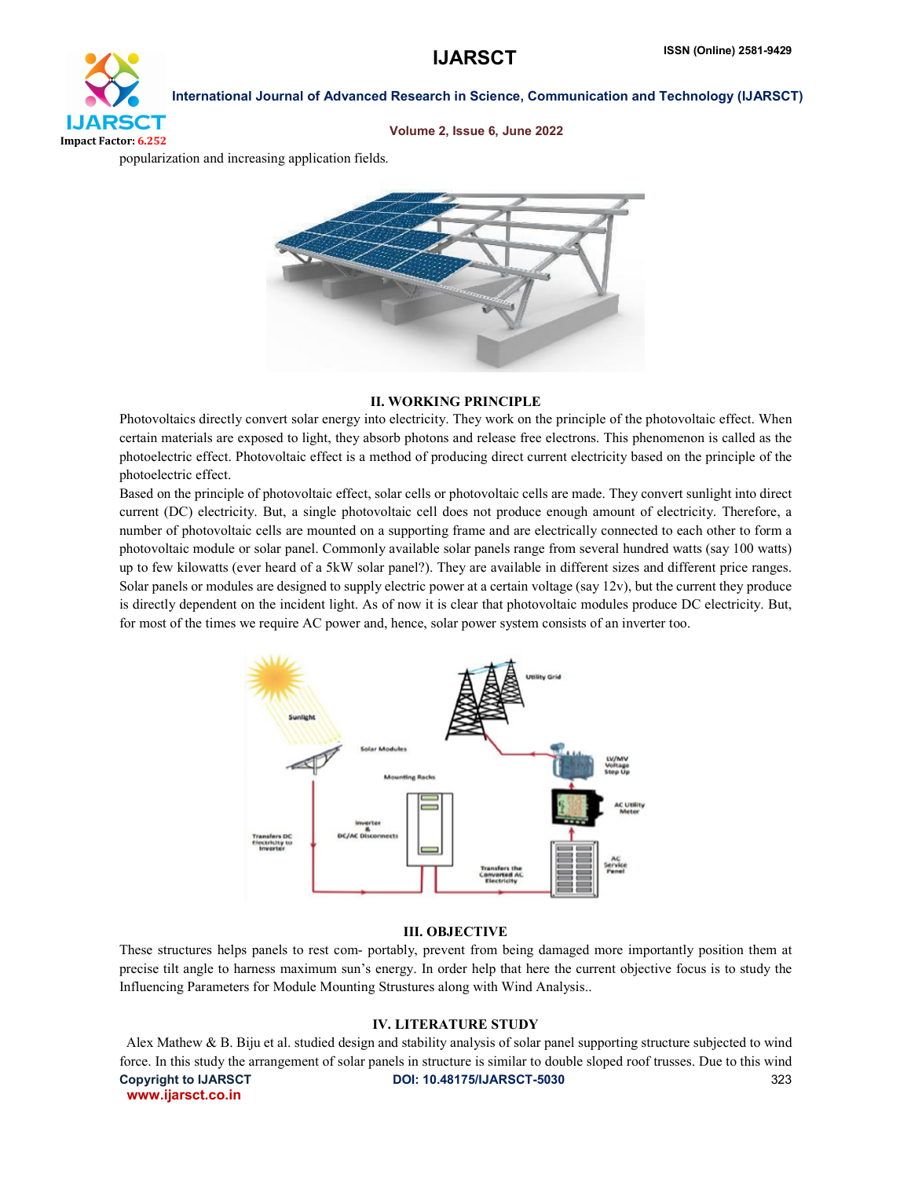popularization and increasing application fields.

## II. WORKING PRINCIPLE

Photovoltaics directly convert solar energy into electricity. They work on the principle of the photovoltaic effect. When certain materials are exposed to light, they absorb photons and release free electrons. This phenomenon is called as the photoelectric effect. Photovoltaic effect is a method of producing direct current electricity based on the principle of the photoelectric effect.

Based on the principle of photovoltaic effect, solar cells or photovoltaic cells are made. They convert sunlight into direct current (DC) electricity. But, a single photovoltaic cell does not produce enough amount of electricity. Therefore, a number of photovoltaic cells are mounted on a supporting frame and are electrically connected to each other to form a photovoltaic module or solar panel. Commonly available solar panels range from several hundred watts (say 100 watts) up to few kilowatts (ever heard of a 5kW solar panel?). They are available in different sizes and different price ranges. Solar panels or modules are designed to supply electric power at a certain voltage (say 12v), but the current they produce is directly dependent on the incident light. As of now it is clear that photovoltaic modules produce DC electricity. But, for most of the times we require AC power and, hence, solar power system consists of an inverter too.

## III. OBJECTIVE

These structures helps panels to rest com- portably, prevent from being damaged more importantly position them at precise tilt angle to harness maximum sun's energy. In order help that here the current objective focus is to study the Influencing Parameters for Module Mounting Strustures along with Wind Analysis..

## IV. LITERATURE STUDY

Alex Mathew & B. Biju et al. studied design and stability analysis of solar panel supporting structure subjected to wind force. In this study the arrangement of solar panels in structure is similar to double sloped roof trusses. Due to this wind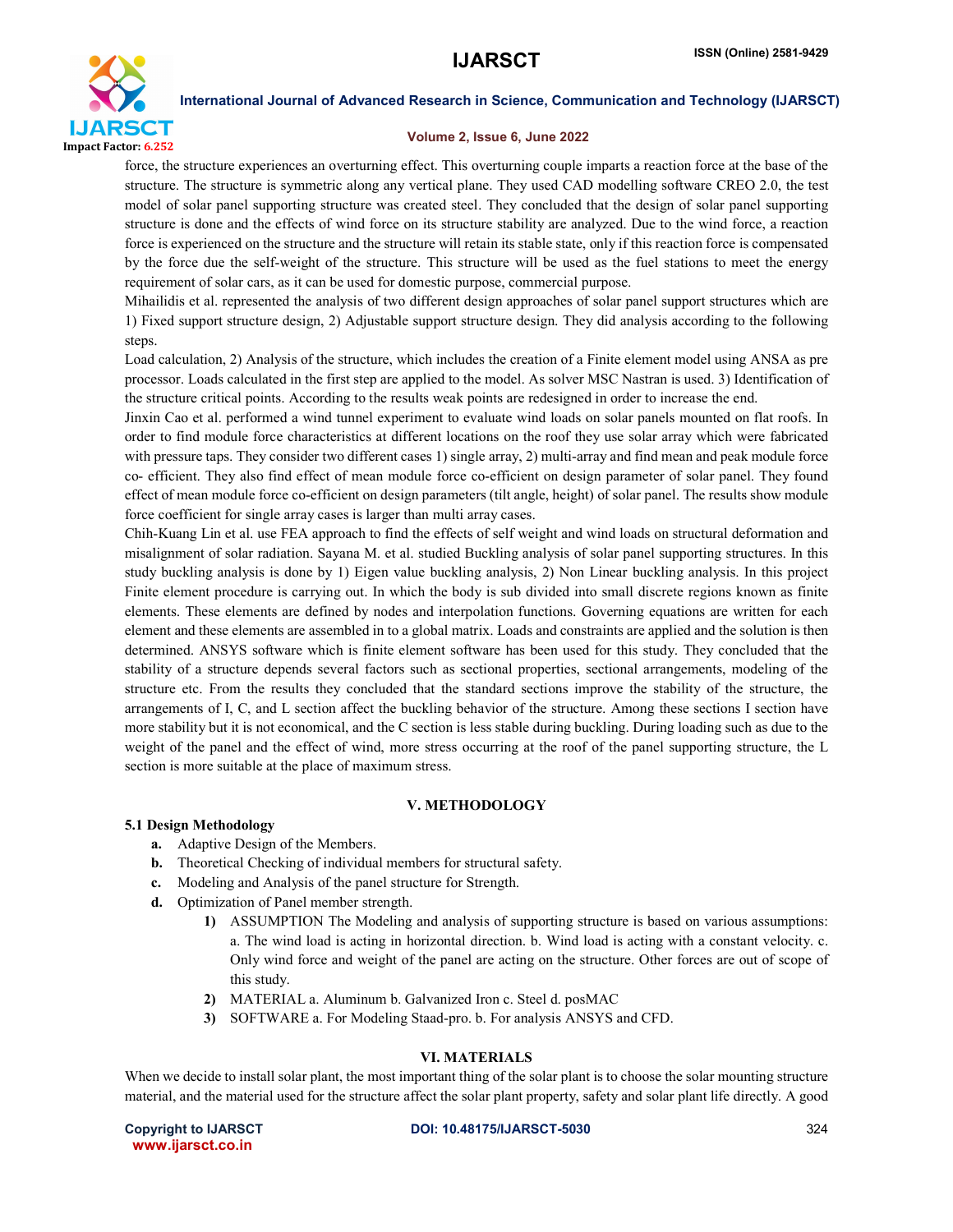force, the structure experiences an overturning effect. This overturning couple imparts a reaction force at the base of the structure. The structure is symmetric along any vertical plane. They used CAD modelling software CREO 2.0, the test model of solar panel supporting structure was created steel. They concluded that the design of solar panel supporting structure is done and the effects of wind force on its structure stability are analyzed. Due to the wind force, a reaction force is experienced on the structure and the structure will retain its stable state, only if this reaction force is compensated by the force due the self-weight of the structure. This structure will be used as the fuel stations to meet the energy requirement of solar cars, as it can be used for domestic purpose, commercial purpose.

Mihailidis et al. represented the analysis of two different design approaches of solar panel support structures which are 1) Fixed support structure design, 2) Adjustable support structure design. They did analysis according to the following steps.

Load calculation, 2) Analysis of the structure, which includes the creation of a Finite element model using ANSA as pre processor. Loads calculated in the first step are applied to the model. As solver MSC Nastran is used. 3) Identification of the structure critical points. According to the results weak points are redesigned in order to increase the end.

Jinxin Cao et al. performed a wind tunnel experiment to evaluate wind loads on solar panels mounted on flat roofs. In order to find module force characteristics at different locations on the roof they use solar array which were fabricated with pressure taps. They consider two different cases 1) single array, 2) multi-array and find mean and peak module force co- efficient. They also find effect of mean module force co-efficient on design parameter of solar panel. They found effect of mean module force co-efficient on design parameters (tilt angle, height) of solar panel. The results show module force coefficient for single array cases is larger than multi array cases.

Chih-Kuang Lin et al. use FEA approach to find the effects of self weight and wind loads on structural deformation and misalignment of solar radiation. Sayana M. et al. studied Buckling analysis of solar panel supporting structures. In this study buckling analysis is done by 1) Eigen value buckling analysis, 2) Non Linear buckling analysis. In this project Finite element procedure is carrying out. In which the body is sub divided into small discrete regions known as finite elements. These elements are defined by nodes and interpolation functions. Governing equations are written for each element and these elements are assembled in to a global matrix. Loads and constraints are applied and the solution is then determined. ANSYS software which is finite element software has been used for this study. They concluded that the stability of a structure depends several factors such as sectional properties, sectional arrangements, modeling of the structure etc. From the results they concluded that the standard sections improve the stability of the structure, the arrangements of I, C, and L section affect the buckling behavior of the structure. Among these sections I section have more stability but it is not economical, and the C section is less stable during buckling. During loading such as due to the weight of the panel and the effect of wind, more stress occurring at the roof of the panel supporting structure, the L section is more suitable at the place of maximum stress.

## V. METHODOLOGY

### 5.1 Design Methodology

- **a.** Adaptive Design of the Members.
- **b.** Theoretical Checking of individual members for structural safety.
- **c.** Modeling and Analysis of the panel structure for Strength.
- **d.** Optimization of Panel member strength.
    1. ASSUMPTION The Modeling and analysis of supporting structure is based on various assumptions: a. The wind load is acting in horizontal direction. b. Wind load is acting with a constant velocity. c. Only wind force and weight of the panel are acting on the structure. Other forces are out of scope of this study.
    2. MATERIAL a. Aluminum b. Galvanized Iron c. Steel d. posMAC
    3. SOFTWARE a. For Modeling Staad-pro. b. For analysis ANSYS and CFD.

## VI. MATERIALS

When we decide to install solar plant, the most important thing of the solar plant is to choose the solar mounting structure material, and the material used for the structure affect the solar plant property, safety and solar plant life directly. A good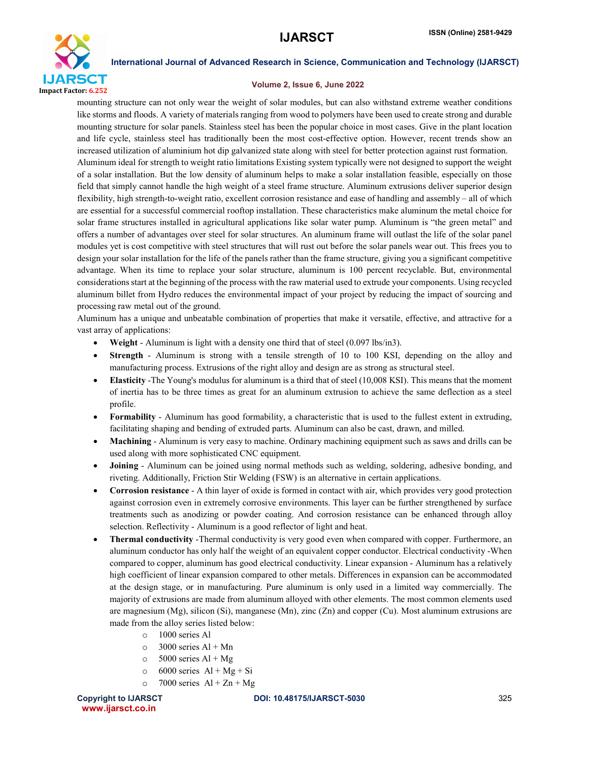mounting structure can not only wear the weight of solar modules, but can also withstand extreme weather conditions like storms and floods. A variety of materials ranging from wood to polymers have been used to create strong and durable mounting structure for solar panels. Stainless steel has been the popular choice in most cases. Give in the plant location and life cycle, stainless steel has traditionally been the most cost-effective option. However, recent trends show an increased utilization of aluminium hot dip galvanized state along with steel for better protection against rust formation.

Aluminum ideal for strength to weight ratio limitations Existing system typically were not designed to support the weight of a solar installation. But the low density of aluminum helps to make a solar installation feasible, especially on those field that simply cannot handle the high weight of a steel frame structure. Aluminum extrusions deliver superior design flexibility, high strength-to-weight ratio, excellent corrosion resistance and ease of handling and assembly – all of which are essential for a successful commercial rooftop installation. These characteristics make aluminum the metal choice for solar frame structures installed in agricultural applications like solar water pump. Aluminum is "the green metal" and offers a number of advantages over steel for solar structures. An aluminum frame will outlast the life of the solar panel modules yet is cost competitive with steel structures that will rust out before the solar panels wear out. This frees you to design your solar installation for the life of the panels rather than the frame structure, giving you a significant competitive advantage. When its time to replace your solar structure, aluminum is 100 percent recyclable. But, environmental considerations start at the beginning of the process with the raw material used to extrude your components. Using recycled aluminum billet from Hydro reduces the environmental impact of your project by reducing the impact of sourcing and processing raw metal out of the ground.

Aluminum has a unique and unbeatable combination of properties that make it versatile, effective, and attractive for a vast array of applications:

- **Weight** - Aluminum is light with a density one third that of steel (0.097 lbs/in3).
- **Strength** - Aluminum is strong with a tensile strength of 10 to 100 KSI, depending on the alloy and manufacturing process. Extrusions of the right alloy and design are as strong as structural steel.
- **Elasticity** -The Young's modulus for aluminum is a third that of steel (10,008 KSI). This means that the moment of inertia has to be three times as great for an aluminum extrusion to achieve the same deflection as a steel profile.
- **Formability** - Aluminum has good formability, a characteristic that is used to the fullest extent in extruding, facilitating shaping and bending of extruded parts. Aluminum can also be cast, drawn, and milled.
- **Machining** - Aluminum is very easy to machine. Ordinary machining equipment such as saws and drills can be used along with more sophisticated CNC equipment.
- **Joining** - Aluminum can be joined using normal methods such as welding, soldering, adhesive bonding, and riveting. Additionally, Friction Stir Welding (FSW) is an alternative in certain applications.
- **Corrosion resistance** - A thin layer of oxide is formed in contact with air, which provides very good protection against corrosion even in extremely corrosive environments. This layer can be further strengthened by surface treatments such as anodizing or powder coating. And corrosion resistance can be enhanced through alloy selection. Reflectivity - Aluminum is a good reflector of light and heat.
- **Thermal conductivity** -Thermal conductivity is very good even when compared with copper. Furthermore, an aluminum conductor has only half the weight of an equivalent copper conductor. Electrical conductivity -When compared to copper, aluminum has good electrical conductivity. Linear expansion - Aluminum has a relatively high coefficient of linear expansion compared to other metals. Differences in expansion can be accommodated at the design stage, or in manufacturing. Pure aluminum is only used in a limited way commercially. The majority of extrusions are made from aluminum alloyed with other elements. The most common elements used are magnesium (Mg), silicon (Si), manganese (Mn), zinc (Zn) and copper (Cu). Most aluminum extrusions are made from the alloy series listed below:
    - 1000 series Al
    - 3000 series Al + Mn
    - 5000 series Al + Mg
    - 6000 series Al + Mg + Si
    - 7000 series Al + Zn + Mg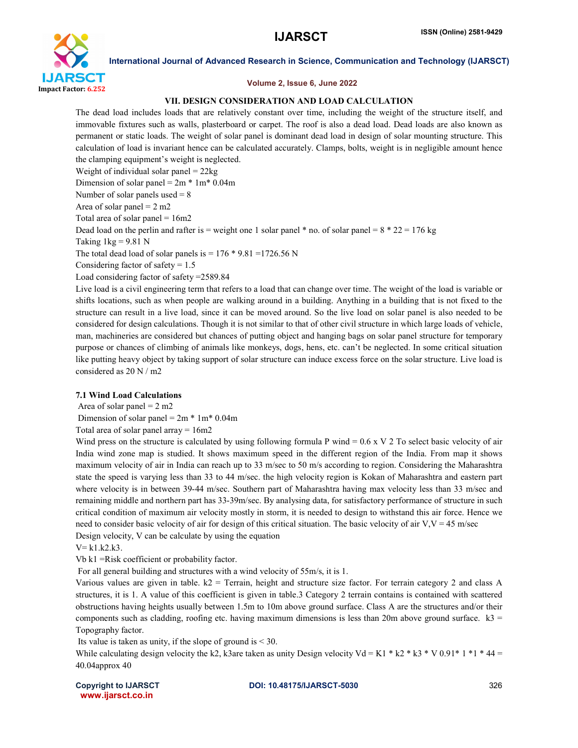## VII. DESIGN CONSIDERATION AND LOAD CALCULATION

The dead load includes loads that are relatively constant over time, including the weight of the structure itself, and immovable fixtures such as walls, plasterboard or carpet. The roof is also a dead load. Dead loads are also known as permanent or static loads. The weight of solar panel is dominant dead load in design of solar mounting structure. This calculation of load is invariant hence can be calculated accurately. Clamps, bolts, weight is in negligible amount hence the clamping equipment's weight is neglected.

Weight of individual solar panel = 22kg

Dimension of solar panel = 2m * 1m* 0.04m

Number of solar panels used = 8

Area of solar panel = 2 m2

Total area of solar panel = 16m2

Dead load on the perlin and rafter is = weight one 1 solar panel * no. of solar panel = 8 * 22 = 176 kg

Taking 1kg = 9.81 N

The total dead load of solar panels is = 176 * 9.81 =1726.56 N

Considering factor of safety = 1.5

Load considering factor of safety =2589.84

Live load is a civil engineering term that refers to a load that can change over time. The weight of the load is variable or shifts locations, such as when people are walking around in a building. Anything in a building that is not fixed to the structure can result in a live load, since it can be moved around. So the live load on solar panel is also needed to be considered for design calculations. Though it is not similar to that of other civil structure in which large loads of vehicle, man, machineries are considered but chances of putting object and hanging bags on solar panel structure for temporary purpose or chances of climbing of animals like monkeys, dogs, hens, etc. can't be neglected. In some critical situation like putting heavy object by taking support of solar structure can induce excess force on the solar structure. Live load is considered as 20 N / m2

### 7.1 Wind Load Calculations

Area of solar panel = 2 m2

Dimension of solar panel = 2m * 1m* 0.04m

Total area of solar panel array = 16m2

Wind press on the structure is calculated by using following formula P wind = 0.6 x V 2 To select basic velocity of air India wind zone map is studied. It shows maximum speed in the different region of the India. From map it shows maximum velocity of air in India can reach up to 33 m/sec to 50 m/s according to region. Considering the Maharashtra state the speed is varying less than 33 to 44 m/sec. the high velocity region is Kokan of Maharashtra and eastern part where velocity is in between 39-44 m/sec. Southern part of Maharashtra having max velocity less than 33 m/sec and remaining middle and northern part has 33-39m/sec. By analysing data, for satisfactory performance of structure in such critical condition of maximum air velocity mostly in storm, it is needed to design to withstand this air force. Hence we need to consider basic velocity of air for design of this critical situation. The basic velocity of air V,V = 45 m/sec

Design velocity, V can be calculate by using the equation

V= k1.k2.k3.

Vb k1 =Risk coefficient or probability factor.

For all general building and structures with a wind velocity of 55m/s, it is 1.

Various values are given in table. k2 = Terrain, height and structure size factor. For terrain category 2 and class A structures, it is 1. A value of this coefficient is given in table.3 Category 2 terrain contains is contained with scattered obstructions having heights usually between 1.5m to 10m above ground surface. Class A are the structures and/or their components such as cladding, roofing etc. having maximum dimensions is less than 20m above ground surface. k3 = Topography factor.

Its value is taken as unity, if the slope of ground is < 30.

While calculating design velocity the k2, k3are taken as unity Design velocity Vd = K1 * k2 * k3 * V 0.91* 1 *1 * 44 = 40.04approx 40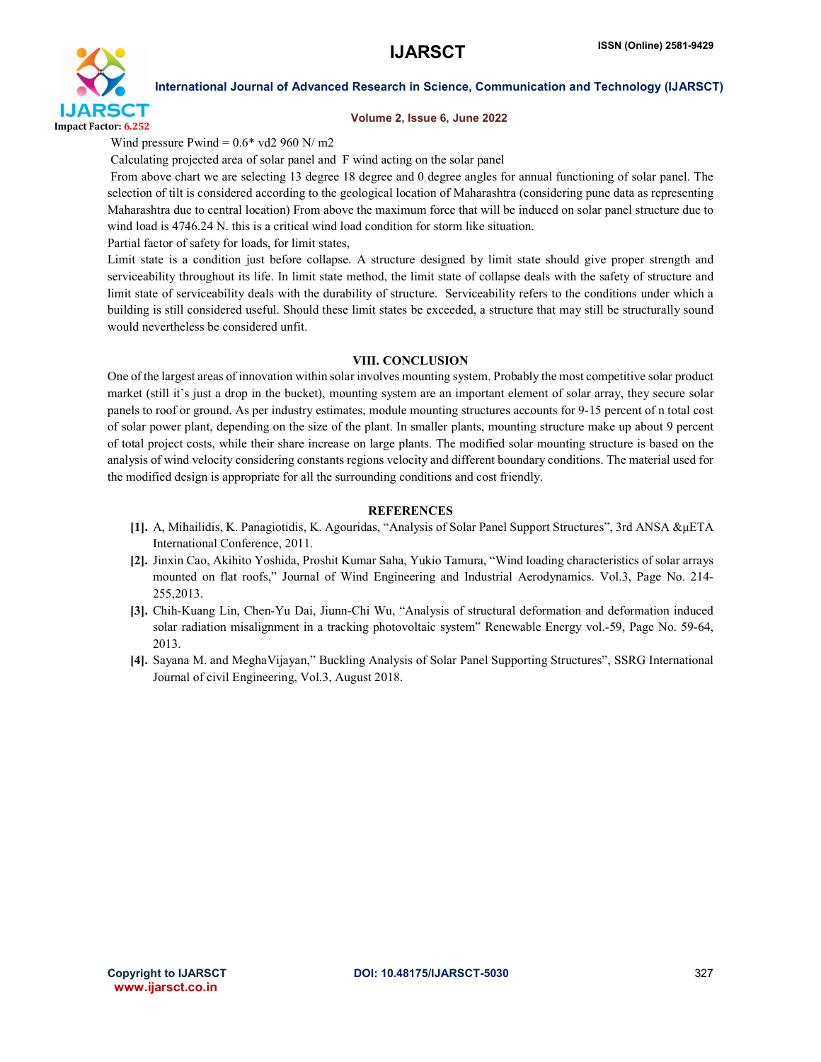Wind pressure Pwind = $0.6^* vd2$ 960 N/ m2

Calculating projected area of solar panel and F wind acting on the solar panel

From above chart we are selecting 13 degree 18 degree and 0 degree angles for annual functioning of solar panel. The selection of tilt is considered according to the geological location of Maharashtra (considering pune data as representing Maharashtra due to central location) From above the maximum force that will be induced on solar panel structure due to wind load is 4746.24 N. this is a critical wind load condition for storm like situation.

Partial factor of safety for loads, for limit states,

Limit state is a condition just before collapse. A structure designed by limit state should give proper strength and serviceability throughout its life. In limit state method, the limit state of collapse deals with the safety of structure and limit state of serviceability deals with the durability of structure. Serviceability refers to the conditions under which a building is still considered useful. Should these limit states be exceeded, a structure that may still be structurally sound would nevertheless be considered unfit.

## VIII. CONCLUSION

One of the largest areas of innovation within solar involves mounting system. Probably the most competitive solar product market (still it's just a drop in the bucket), mounting system are an important element of solar array, they secure solar panels to roof or ground. As per industry estimates, module mounting structures accounts for 9-15 percent of n total cost of solar power plant, depending on the size of the plant. In smaller plants, mounting structure make up about 9 percent of total project costs, while their share increase on large plants. The modified solar mounting structure is based on the analysis of wind velocity considering constants regions velocity and different boundary conditions. The material used for the modified design is appropriate for all the surrounding conditions and cost friendly.

## REFERENCES

**[1].** A, Mihailidis, K. Panagiotidis, K. Agouridas, "Analysis of Solar Panel Support Structures", 3rd ANSA &μETA International Conference, 2011.

**[2].** Jinxin Cao, Akihito Yoshida, Proshit Kumar Saha, Yukio Tamura, "Wind loading characteristics of solar arrays mounted on flat roofs," Journal of Wind Engineering and Industrial Aerodynamics. Vol.3, Page No. 214-255,2013.

**[3].** Chih-Kuang Lin, Chen-Yu Dai, Jiunn-Chi Wu, "Analysis of structural deformation and deformation induced solar radiation misalignment in a tracking photovoltaic system" Renewable Energy vol.-59, Page No. 59-64, 2013.

**[4].** Sayana M. and MeghaVijayan," Buckling Analysis of Solar Panel Supporting Structures", SSRG International Journal of civil Engineering, Vol.3, August 2018.